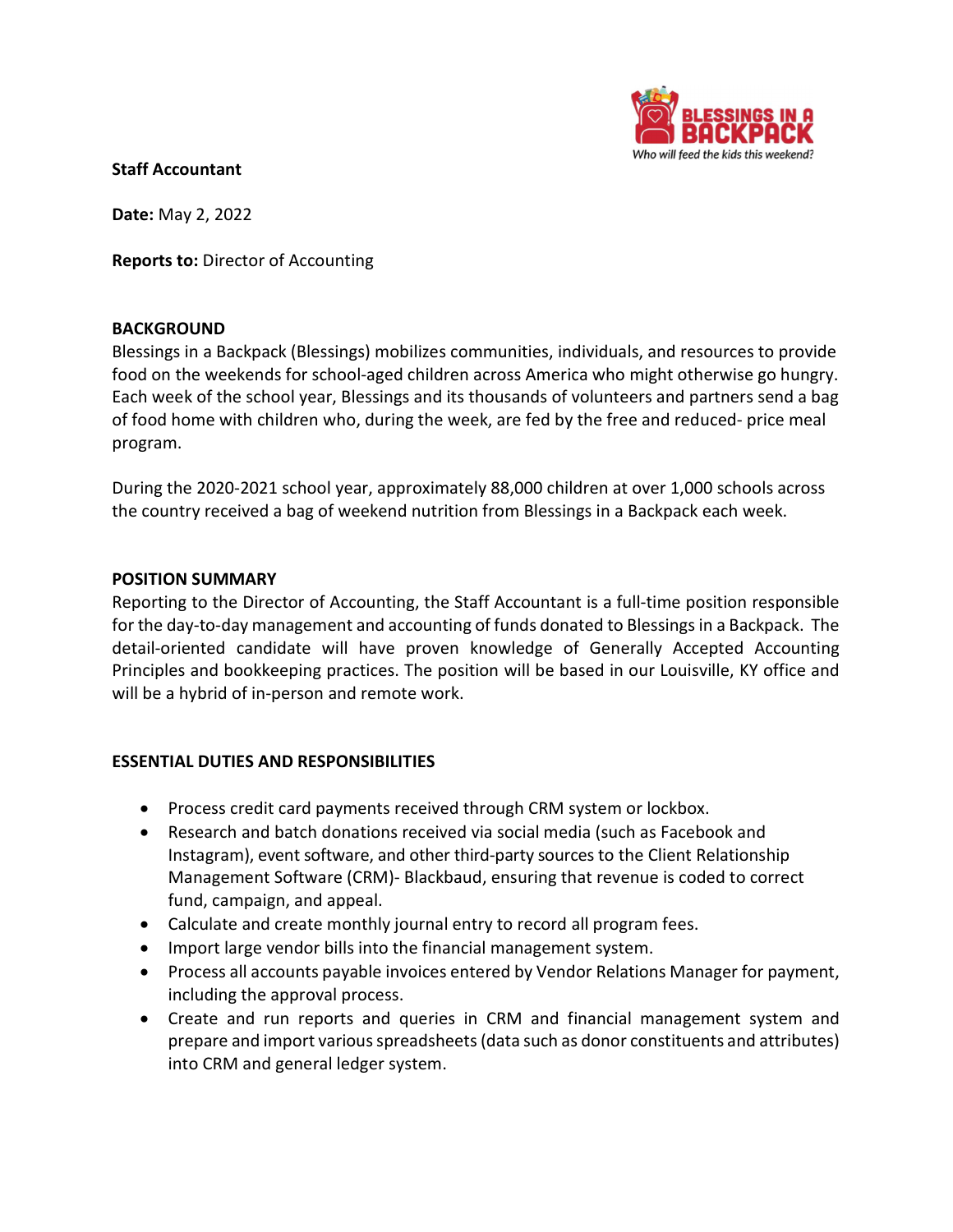**Staff Accountant**

**Date:** May 2, 2022

**Reports to:** Director of Accounting

## BACKGROUND

Blessings in a Backpack (Blessings) mobilizes communities, individuals, and resources to provide food on the weekends for school-aged children across America who might otherwise go hungry. Each week of the school year, Blessings and its thousands of volunteers and partners send a bag of food home with children who, during the week, are fed by the free and reduced- price meal program.

During the 2020-2021 school year, approximately 88,000 children at over 1,000 schools across the country received a bag of weekend nutrition from Blessings in a Backpack each week.

## POSITION SUMMARY

Reporting to the Director of Accounting, the Staff Accountant is a full-time position responsible for the day-to-day management and accounting of funds donated to Blessings in a Backpack. The detail-oriented candidate will have proven knowledge of Generally Accepted Accounting Principles and bookkeeping practices. The position will be based in our Louisville, KY office and will be a hybrid of in-person and remote work.

## ESSENTIAL DUTIES AND RESPONSIBILITIES

- Process credit card payments received through CRM system or lockbox.
- Research and batch donations received via social media (such as Facebook and Instagram), event software, and other third-party sources to the Client Relationship Management Software (CRM)- Blackbaud, ensuring that revenue is coded to correct fund, campaign, and appeal.
- Calculate and create monthly journal entry to record all program fees.
- Import large vendor bills into the financial management system.
- Process all accounts payable invoices entered by Vendor Relations Manager for payment, including the approval process.
- Create and run reports and queries in CRM and financial management system and prepare and import various spreadsheets (data such as donor constituents and attributes) into CRM and general ledger system.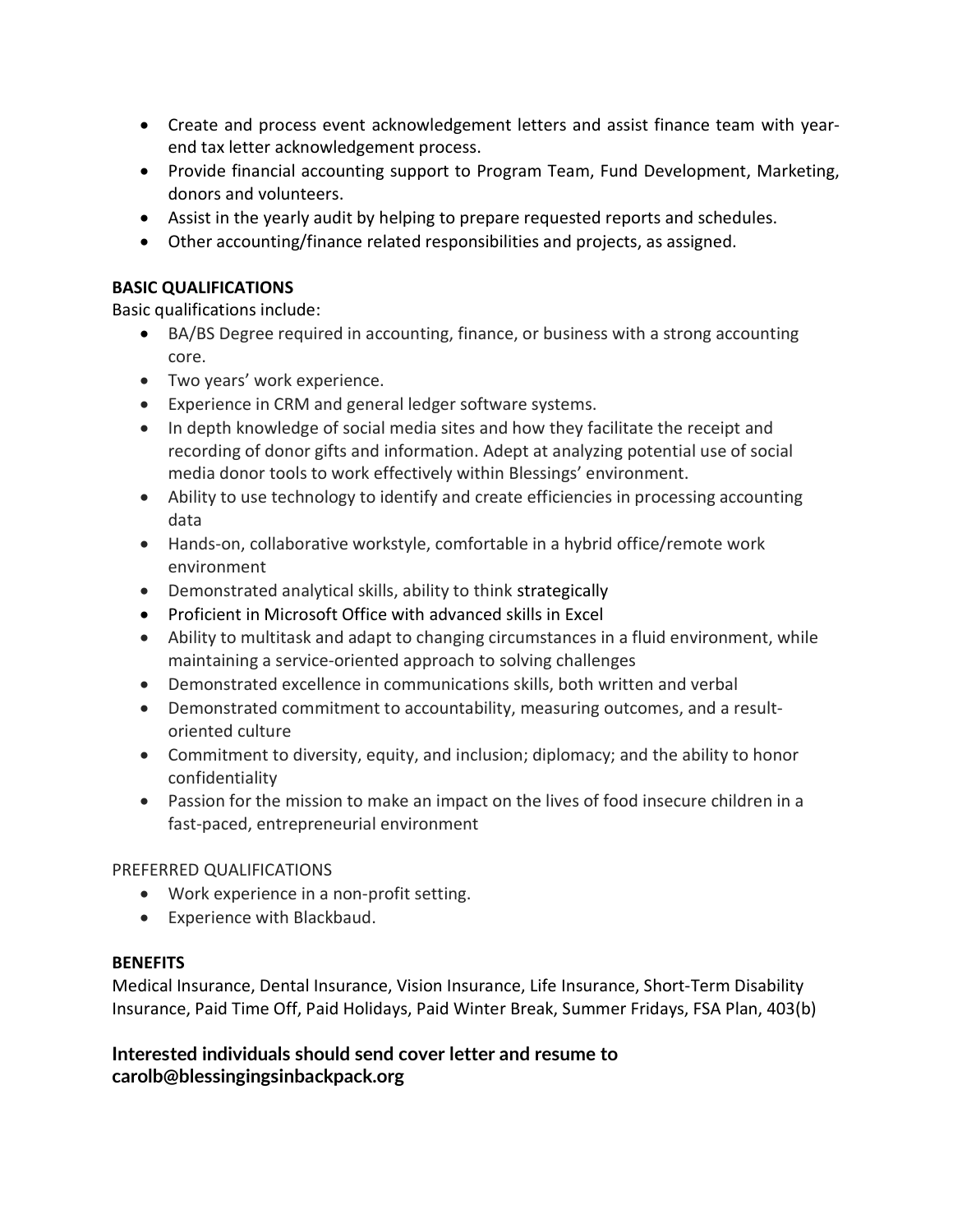- Create and process event acknowledgement letters and assist finance team with year-end tax letter acknowledgement process.
- Provide financial accounting support to Program Team, Fund Development, Marketing, donors and volunteers.
- Assist in the yearly audit by helping to prepare requested reports and schedules.
- Other accounting/finance related responsibilities and projects, as assigned.

**BASIC QUALIFICATIONS**

Basic qualifications include:

- BA/BS Degree required in accounting, finance, or business with a strong accounting core.
- Two years' work experience.
- Experience in CRM and general ledger software systems.
- In depth knowledge of social media sites and how they facilitate the receipt and recording of donor gifts and information. Adept at analyzing potential use of social media donor tools to work effectively within Blessings' environment.
- Ability to use technology to identify and create efficiencies in processing accounting data
- Hands-on, collaborative workstyle, comfortable in a hybrid office/remote work environment
- Demonstrated analytical skills, ability to think strategically
- Proficient in Microsoft Office with advanced skills in Excel
- Ability to multitask and adapt to changing circumstances in a fluid environment, while maintaining a service-oriented approach to solving challenges
- Demonstrated excellence in communications skills, both written and verbal
- Demonstrated commitment to accountability, measuring outcomes, and a result-oriented culture
- Commitment to diversity, equity, and inclusion; diplomacy; and the ability to honor confidentiality
- Passion for the mission to make an impact on the lives of food insecure children in a fast-paced, entrepreneurial environment

PREFERRED QUALIFICATIONS

- Work experience in a non-profit setting.
- Experience with Blackbaud.

**BENEFITS**

Medical Insurance, Dental Insurance, Vision Insurance, Life Insurance, Short-Term Disability Insurance, Paid Time Off, Paid Holidays, Paid Winter Break, Summer Fridays, FSA Plan, 403(b)

**Interested individuals should send cover letter and resume to carolb@blessingingsinbackpack.org**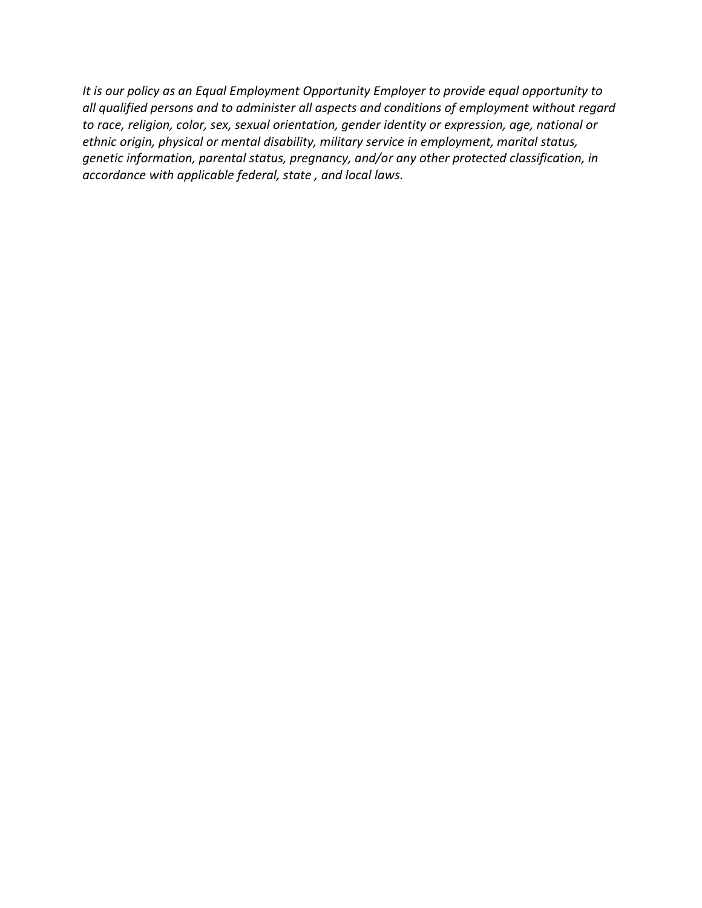*It is our policy as an Equal Employment Opportunity Employer to provide equal opportunity to all qualified persons and to administer all aspects and conditions of employment without regard to race, religion, color, sex, sexual orientation, gender identity or expression, age, national or ethnic origin, physical or mental disability, military service in employment, marital status, genetic information, parental status, pregnancy, and/or any other protected classification, in accordance with applicable federal, state , and local laws.*